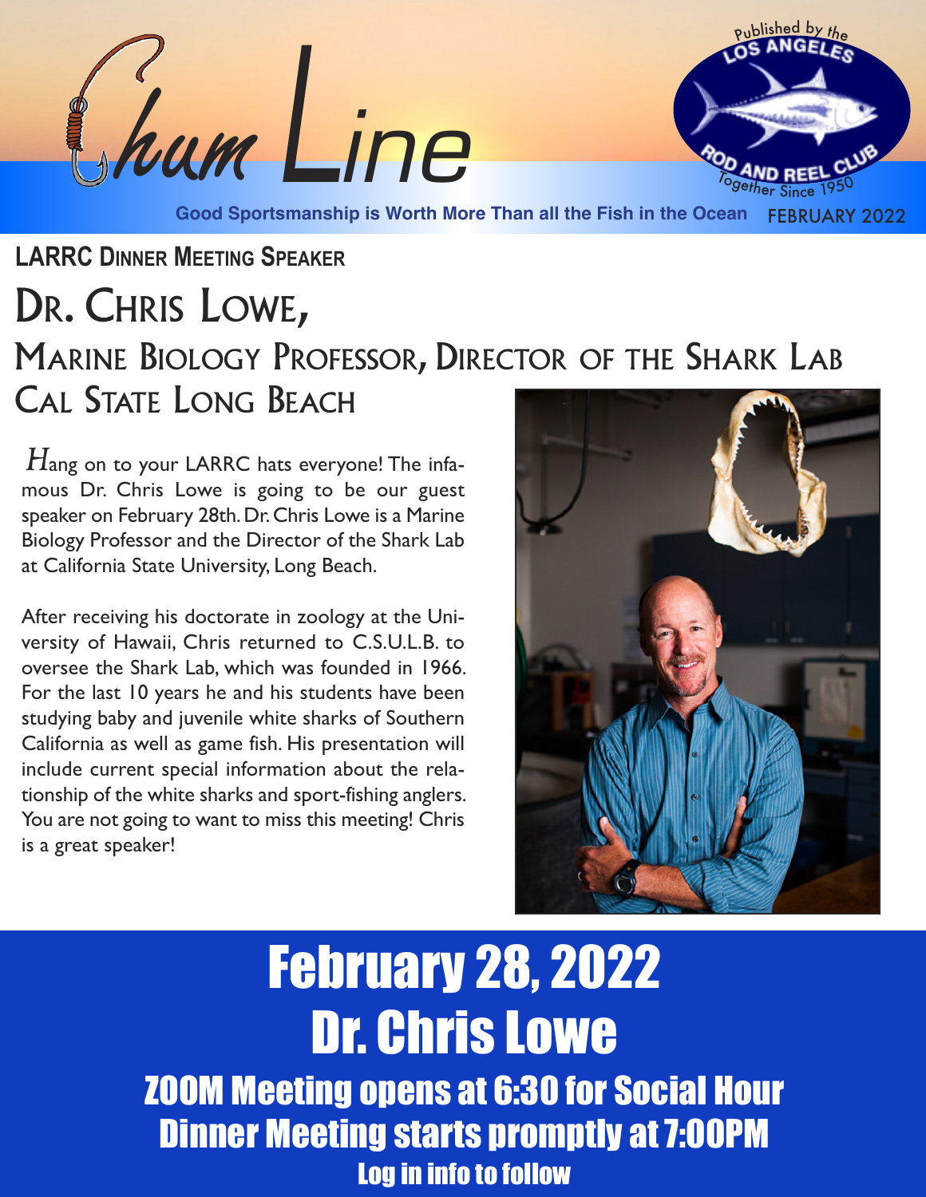# Chum Line

Published by the LOS ANGELES ROD AND REEL CLUB — Together Since 1950

**Good Sportsmanship is Worth More Than all the Fish in the Ocean** FEBRUARY 2022

**LARRC DINNER MEETING SPEAKER**

# DR. CHRIS LOWE,

## MARINE BIOLOGY PROFESSOR, DIRECTOR OF THE SHARK LAB CAL STATE LONG BEACH

*H*ang on to your LARRC hats everyone! The infamous Dr. Chris Lowe is going to be our guest speaker on February 28th. Dr. Chris Lowe is a Marine Biology Professor and the Director of the Shark Lab at California State University, Long Beach.

After receiving his doctorate in zoology at the University of Hawaii, Chris returned to C.S.U.L.B. to oversee the Shark Lab, which was founded in 1966. For the last 10 years he and his students have been studying baby and juvenile white sharks of Southern California as well as game fish. His presentation will include current special information about the relationship of the white sharks and sport-fishing anglers. You are not going to want to miss this meeting! Chris is a great speaker!

# February 28, 2022
# Dr. Chris Lowe

**ZOOM Meeting opens at 6:30 for Social Hour**
**Dinner Meeting starts promptly at 7:00PM**
**Log in info to follow**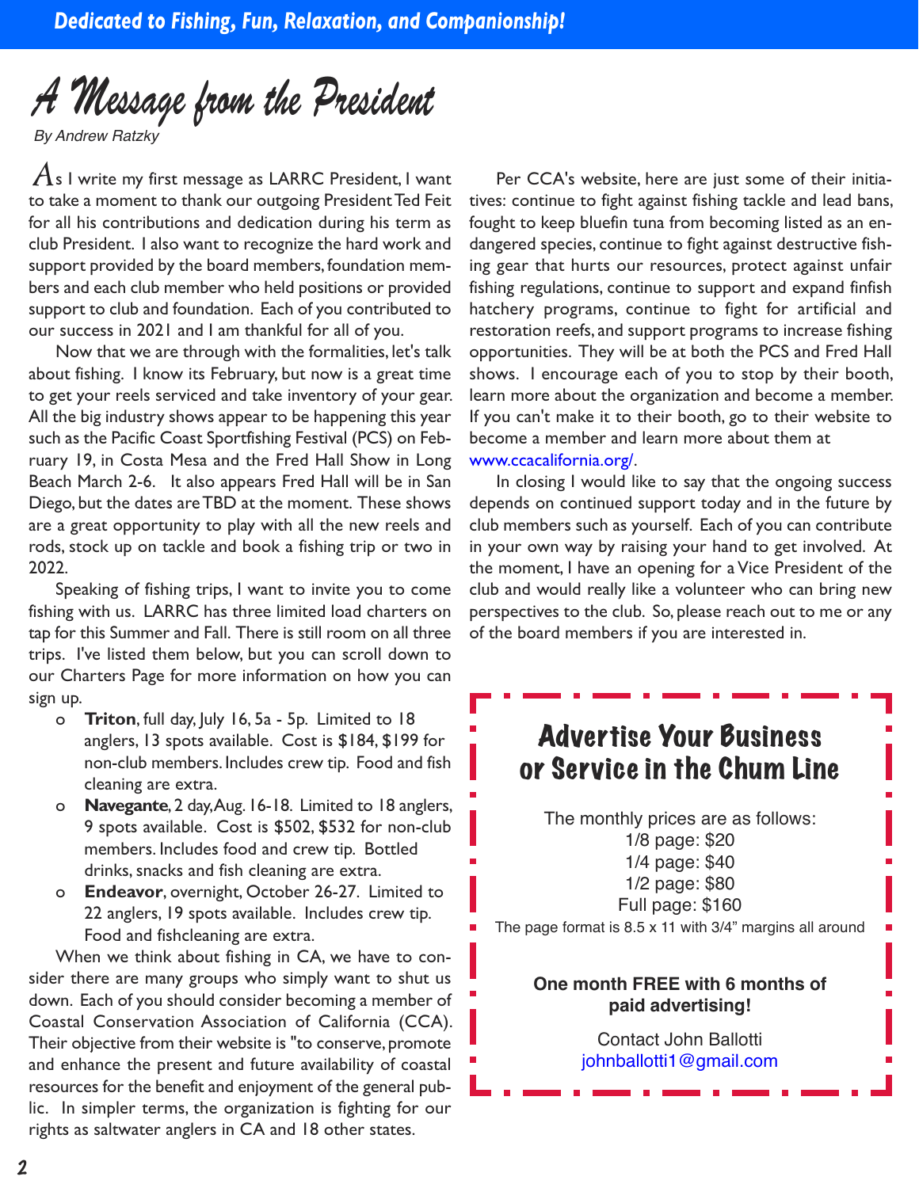# A Message from the President

*By Andrew Ratzky*

As I write my first message as LARRC President, I want to take a moment to thank our outgoing President Ted Feit for all his contributions and dedication during his term as club President. I also want to recognize the hard work and support provided by the board members, foundation members and each club member who held positions or provided support to club and foundation. Each of you contributed to our success in 2021 and I am thankful for all of you.

Now that we are through with the formalities, let's talk about fishing. I know its February, but now is a great time to get your reels serviced and take inventory of your gear. All the big industry shows appear to be happening this year such as the Pacific Coast Sportfishing Festival (PCS) on February 19, in Costa Mesa and the Fred Hall Show in Long Beach March 2-6. It also appears Fred Hall will be in San Diego, but the dates are TBD at the moment. These shows are a great opportunity to play with all the new reels and rods, stock up on tackle and book a fishing trip or two in 2022.

Speaking of fishing trips, I want to invite you to come fishing with us. LARRC has three limited load charters on tap for this Summer and Fall. There is still room on all three trips. I've listed them below, but you can scroll down to our Charters Page for more information on how you can sign up.

- **Triton**, full day, July 16, 5a - 5p. Limited to 18 anglers, 13 spots available. Cost is $184, $199 for non-club members. Includes crew tip. Food and fish cleaning are extra.
- **Navegante**, 2 day, Aug. 16-18. Limited to 18 anglers, 9 spots available. Cost is $502, $532 for non-club members. Includes food and crew tip. Bottled drinks, snacks and fish cleaning are extra.
- **Endeavor**, overnight, October 26-27. Limited to 22 anglers, 19 spots available. Includes crew tip. Food and fishcleaning are extra.

When we think about fishing in CA, we have to consider there are many groups who simply want to shut us down. Each of you should consider becoming a member of Coastal Conservation Association of California (CCA). Their objective from their website is "to conserve, promote and enhance the present and future availability of coastal resources for the benefit and enjoyment of the general public. In simpler terms, the organization is fighting for our rights as saltwater anglers in CA and 18 other states.

Per CCA's website, here are just some of their initiatives: continue to fight against fishing tackle and lead bans, fought to keep bluefin tuna from becoming listed as an endangered species, continue to fight against destructive fishing gear that hurts our resources, protect against unfair fishing regulations, continue to support and expand finfish hatchery programs, continue to fight for artificial and restoration reefs, and support programs to increase fishing opportunities. They will be at both the PCS and Fred Hall shows. I encourage each of you to stop by their booth, learn more about the organization and become a member. If you can't make it to their booth, go to their website to become a member and learn more about them at www.ccacalifornia.org/.

In closing I would like to say that the ongoing success depends on continued support today and in the future by club members such as yourself. Each of you can contribute in your own way by raising your hand to get involved. At the moment, I have an opening for a Vice President of the club and would really like a volunteer who can bring new perspectives to the club. So, please reach out to me or any of the board members if you are interested in.

## Advertise Your Business or Service in the Chum Line

The monthly prices are as follows:

1/8 page: $20
1/4 page: $40
1/2 page: $80
Full page: $160

The page format is 8.5 x 11 with 3/4" margins all around

**One month FREE with 6 months of paid advertising!**

Contact John Ballotti
johnballotti1@gmail.com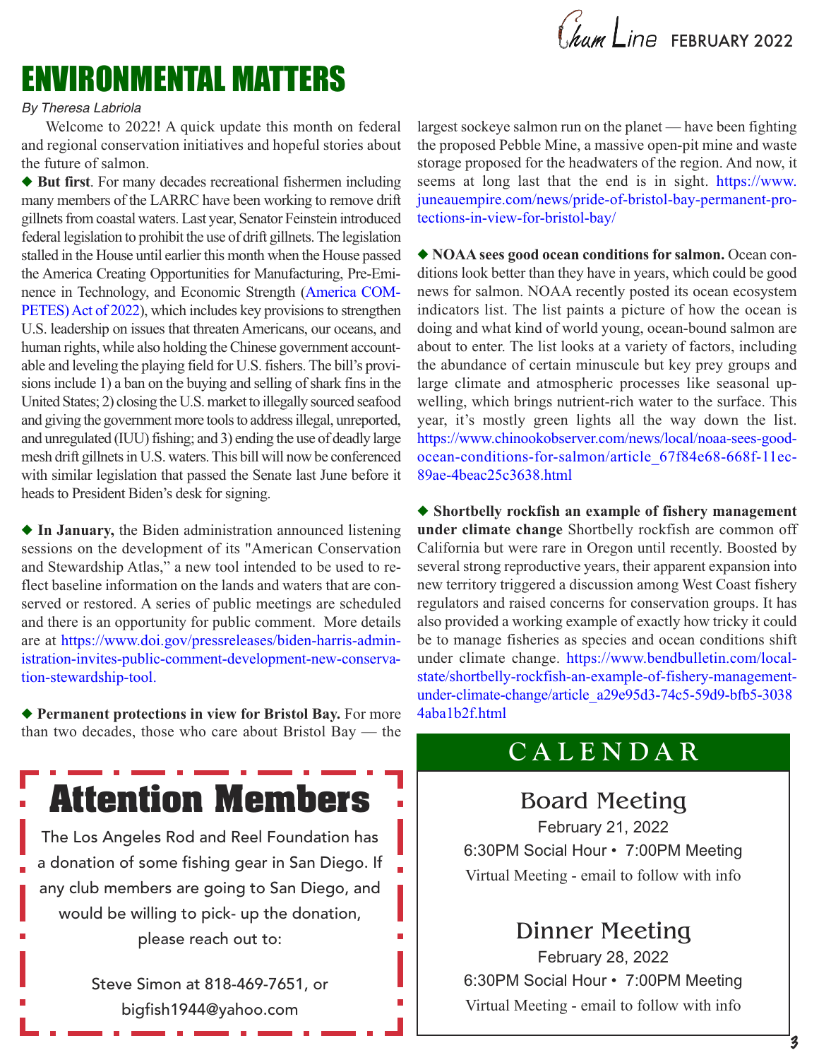# ENVIRONMENTAL MATTERS

*By Theresa Labriola*

Welcome to 2022! A quick update this month on federal and regional conservation initiatives and hopeful stories about the future of salmon.

◆ **But first**. For many decades recreational fishermen including many members of the LARRC have been working to remove drift gillnets from coastal waters. Last year, Senator Feinstein introduced federal legislation to prohibit the use of drift gillnets. The legislation stalled in the House until earlier this month when the House passed the America Creating Opportunities for Manufacturing, Pre-Eminence in Technology, and Economic Strength (America COMPETES) Act of 2022), which includes key provisions to strengthen U.S. leadership on issues that threaten Americans, our oceans, and human rights, while also holding the Chinese government accountable and leveling the playing field for U.S. fishers. The bill's provisions include 1) a ban on the buying and selling of shark fins in the United States; 2) closing the U.S. market to illegally sourced seafood and giving the government more tools to address illegal, unreported, and unregulated (IUU) fishing; and 3) ending the use of deadly large mesh drift gillnets in U.S. waters. This bill will now be conferenced with similar legislation that passed the Senate last June before it heads to President Biden's desk for signing.

◆ **In January,** the Biden administration announced listening sessions on the development of its "American Conservation and Stewardship Atlas," a new tool intended to be used to reflect baseline information on the lands and waters that are conserved or restored. A series of public meetings are scheduled and there is an opportunity for public comment. More details are at https://www.doi.gov/pressreleases/biden-harris-administration-invites-public-comment-development-new-conservation-stewardship-tool.

◆ **Permanent protections in view for Bristol Bay.** For more than two decades, those who care about Bristol Bay — the largest sockeye salmon run on the planet — have been fighting the proposed Pebble Mine, a massive open-pit mine and waste storage proposed for the headwaters of the region. And now, it seems at long last that the end is in sight. https://www.juneauempire.com/news/pride-of-bristol-bay-permanent-protections-in-view-for-bristol-bay/

◆ **NOAA sees good ocean conditions for salmon.** Ocean conditions look better than they have in years, which could be good news for salmon. NOAA recently posted its ocean ecosystem indicators list. The list paints a picture of how the ocean is doing and what kind of world young, ocean-bound salmon are about to enter. The list looks at a variety of factors, including the abundance of certain minuscule but key prey groups and large climate and atmospheric processes like seasonal upwelling, which brings nutrient-rich water to the surface. This year, it's mostly green lights all the way down the list. https://www.chinookobserver.com/news/local/noaa-sees-good-ocean-conditions-for-salmon/article_67f84e68-668f-11ec-89ae-4beac25c3638.html

◆ **Shortbelly rockfish an example of fishery management under climate change** Shortbelly rockfish are common off California but were rare in Oregon until recently. Boosted by several strong reproductive years, their apparent expansion into new territory triggered a discussion among West Coast fishery regulators and raised concerns for conservation groups. It has also provided a working example of exactly how tricky it could be to manage fisheries as species and ocean conditions shift under climate change. https://www.bendbulletin.com/localstate/shortbelly-rockfish-an-example-of-fishery-management-under-climate-change/article_a29e95d3-74c5-59d9-bfb5-30384aba1b2f.html

## Attention Members

The Los Angeles Rod and Reel Foundation has a donation of some fishing gear in San Diego. If any club members are going to San Diego, and would be willing to pick- up the donation, please reach out to:

Steve Simon at 818-469-7651, or
bigfish1944@yahoo.com

## CALENDAR

### Board Meeting

February 21, 2022
6:30PM Social Hour • 7:00PM Meeting
Virtual Meeting - email to follow with info

### Dinner Meeting

February 28, 2022
6:30PM Social Hour • 7:00PM Meeting
Virtual Meeting - email to follow with info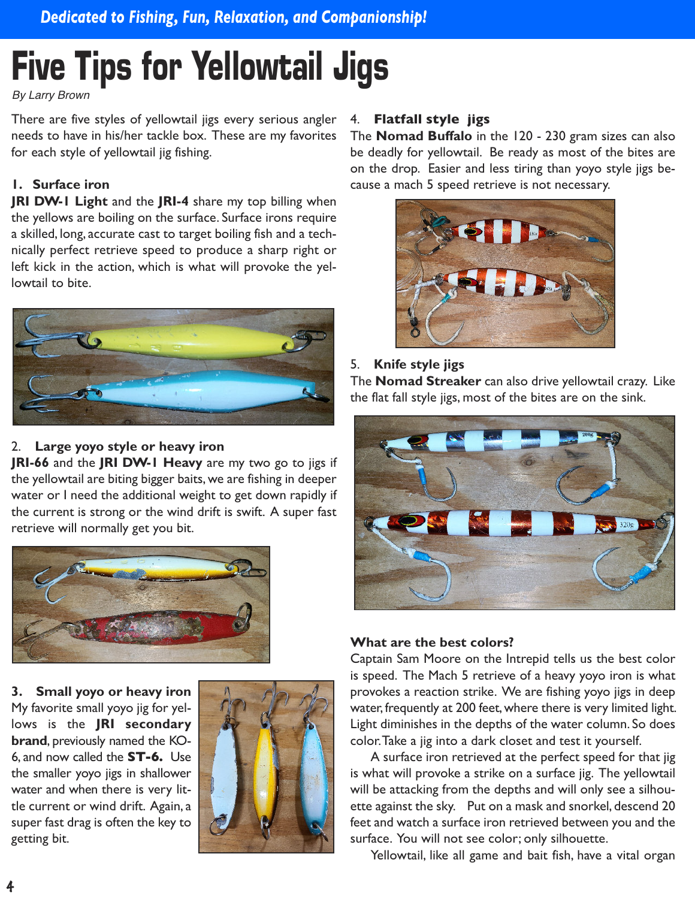# Five Tips for Yellowtail Jigs

*By Larry Brown*

There are five styles of yellowtail jigs every serious angler needs to have in his/her tackle box. These are my favorites for each style of yellowtail jig fishing.

### 1. Surface iron

**JRI DW-1 Light** and the **JRI-4** share my top billing when the yellows are boiling on the surface. Surface irons require a skilled, long, accurate cast to target boiling fish and a technically perfect retrieve speed to produce a sharp right or left kick in the action, which is what will provoke the yellowtail to bite.

### 2. Large yoyo style or heavy iron

**JRI-66** and the **JRI DW-1 Heavy** are my two go to jigs if the yellowtail are biting bigger baits, we are fishing in deeper water or I need the additional weight to get down rapidly if the current is strong or the wind drift is swift. A super fast retrieve will normally get you bit.

### 3. Small yoyo or heavy iron

My favorite small yoyo jig for yellows is the **JRI secondary brand**, previously named the KO-6, and now called the **ST-6.** Use the smaller yoyo jigs in shallower water and when there is very little current or wind drift. Again, a super fast drag is often the key to getting bit.

### 4. Flatfall style jigs

The **Nomad Buffalo** in the 120 - 230 gram sizes can also be deadly for yellowtail. Be ready as most of the bites are on the drop. Easier and less tiring than yoyo style jigs because a mach 5 speed retrieve is not necessary.

### 5. Knife style jigs

The **Nomad Streaker** can also drive yellowtail crazy. Like the flat fall style jigs, most of the bites are on the sink.

### What are the best colors?

Captain Sam Moore on the Intrepid tells us the best color is speed. The Mach 5 retrieve of a heavy yoyo iron is what provokes a reaction strike. We are fishing yoyo jigs in deep water, frequently at 200 feet, where there is very limited light. Light diminishes in the depths of the water column. So does color. Take a jig into a dark closet and test it yourself.

A surface iron retrieved at the perfect speed for that jig is what will provoke a strike on a surface jig. The yellowtail will be attacking from the depths and will only see a silhouette against the sky. Put on a mask and snorkel, descend 20 feet and watch a surface iron retrieved between you and the surface. You will not see color; only silhouette.

Yellowtail, like all game and bait fish, have a vital organ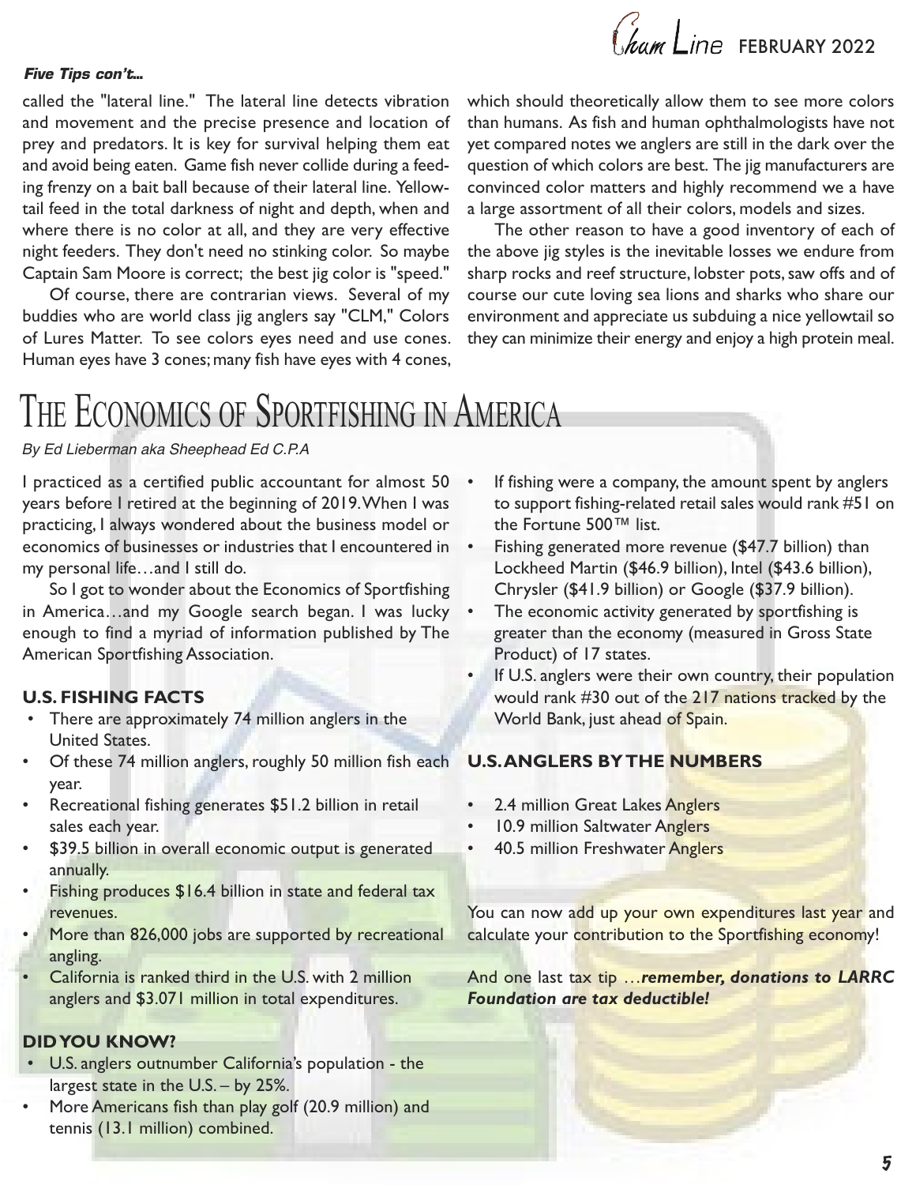***Five Tips con't...***

called the "lateral line." The lateral line detects vibration and movement and the precise presence and location of prey and predators. It is key for survival helping them eat and avoid being eaten. Game fish never collide during a feeding frenzy on a bait ball because of their lateral line. Yellowtail feed in the total darkness of night and depth, when and where there is no color at all, and they are very effective night feeders. They don't need no stinking color. So maybe Captain Sam Moore is correct; the best jig color is "speed."

Of course, there are contrarian views. Several of my buddies who are world class jig anglers say "CLM," Colors of Lures Matter. To see colors eyes need and use cones. Human eyes have 3 cones; many fish have eyes with 4 cones, which should theoretically allow them to see more colors than humans. As fish and human ophthalmologists have not yet compared notes we anglers are still in the dark over the question of which colors are best. The jig manufacturers are convinced color matters and highly recommend we a have a large assortment of all their colors, models and sizes.

The other reason to have a good inventory of each of the above jig styles is the inevitable losses we endure from sharp rocks and reef structure, lobster pots, saw offs and of course our cute loving sea lions and sharks who share our environment and appreciate us subduing a nice yellowtail so they can minimize their energy and enjoy a high protein meal.

# The Economics of Sportfishing in America

*By Ed Lieberman aka Sheephead Ed C.P.A*

I practiced as a certified public accountant for almost 50 years before I retired at the beginning of 2019. When I was practicing, I always wondered about the business model or economics of businesses or industries that I encountered in my personal life…and I still do.

So I got to wonder about the Economics of Sportfishing in America…and my Google search began. I was lucky enough to find a myriad of information published by The American Sportfishing Association.

**U.S. FISHING FACTS**

- There are approximately 74 million anglers in the United States.
- Of these 74 million anglers, roughly 50 million fish each year.
- Recreational fishing generates $51.2 billion in retail sales each year.
- $39.5 billion in overall economic output is generated annually.
- Fishing produces $16.4 billion in state and federal tax revenues.
- More than 826,000 jobs are supported by recreational angling.
- California is ranked third in the U.S. with 2 million anglers and $3.071 million in total expenditures.

**DID YOU KNOW?**

- U.S. anglers outnumber California's population - the largest state in the U.S. – by 25%.
- More Americans fish than play golf (20.9 million) and tennis (13.1 million) combined.
- If fishing were a company, the amount spent by anglers to support fishing-related retail sales would rank #51 on the Fortune 500™ list.
- Fishing generated more revenue ($47.7 billion) than Lockheed Martin ($46.9 billion), Intel ($43.6 billion), Chrysler ($41.9 billion) or Google ($37.9 billion).
- The economic activity generated by sportfishing is greater than the economy (measured in Gross State Product) of 17 states.
- If U.S. anglers were their own country, their population would rank #30 out of the 217 nations tracked by the World Bank, just ahead of Spain.

**U.S. ANGLERS BY THE NUMBERS**

- 2.4 million Great Lakes Anglers
- 10.9 million Saltwater Anglers
- 40.5 million Freshwater Anglers

You can now add up your own expenditures last year and calculate your contribution to the Sportfishing economy!

And one last tax tip …***remember, donations to LARRC Foundation are tax deductible!***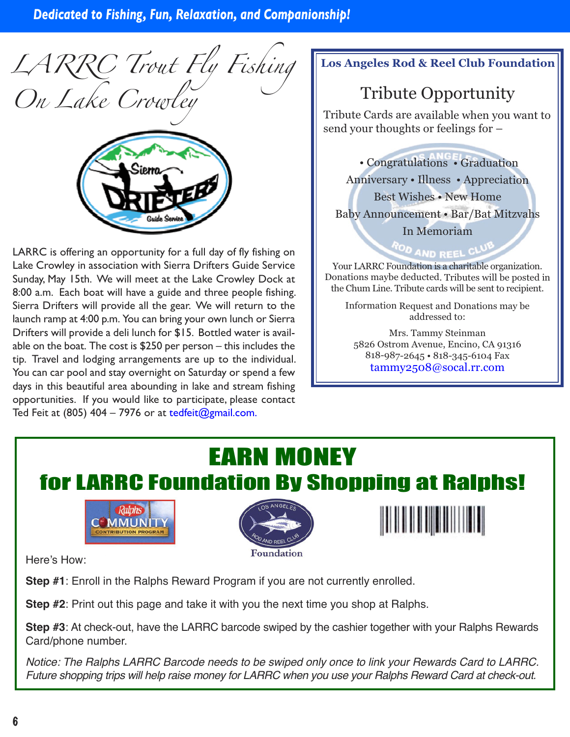# LARRC Trout Fly Fishing On Lake Crowley

LARRC is offering an opportunity for a full day of fly fishing on Lake Crowley in association with Sierra Drifters Guide Service Sunday, May 15th. We will meet at the Lake Crowley Dock at 8:00 a.m. Each boat will have a guide and three people fishing. Sierra Drifters will provide all the gear. We will return to the launch ramp at 4:00 p.m. You can bring your own lunch or Sierra Drifters will provide a deli lunch for $15. Bottled water is available on the boat. The cost is $250 per person – this includes the tip. Travel and lodging arrangements are up to the individual. You can car pool and stay overnight on Saturday or spend a few days in this beautiful area abounding in lake and stream fishing opportunities. If you would like to participate, please contact Ted Feit at (805) 404 – 7976 or at tedfeit@gmail.com.

## Los Angeles Rod & Reel Club Foundation

### Tribute Opportunity

Tribute Cards are available when you want to send your thoughts or feelings for –

• Congratulations • Graduation
Anniversary • Illness • Appreciation
Best Wishes • New Home
Baby Announcement • Bar/Bat Mitzvahs
In Memoriam

Your LARRC Foundation is a charitable organization. Donations maybe deducted. Tributes will be posted in the Chum Line. Tribute cards will be sent to recipient.

Information Request and Donations may be addressed to:

Mrs. Tammy Steinman
5826 Ostrom Avenue, Encino, CA 91316
818-987-2645 • 818-345-6104 Fax
tammy2508@socal.rr.com

## EARN MONEY for LARRC Foundation By Shopping at Ralphs!

Here's How:

**Step #1**: Enroll in the Ralphs Reward Program if you are not currently enrolled.

**Step #2**: Print out this page and take it with you the next time you shop at Ralphs.

**Step #3**: At check-out, have the LARRC barcode swiped by the cashier together with your Ralphs Rewards Card/phone number.

*Notice: The Ralphs LARRC Barcode needs to be swiped only once to link your Rewards Card to LARRC. Future shopping trips will help raise money for LARRC when you use your Ralphs Reward Card at check-out.*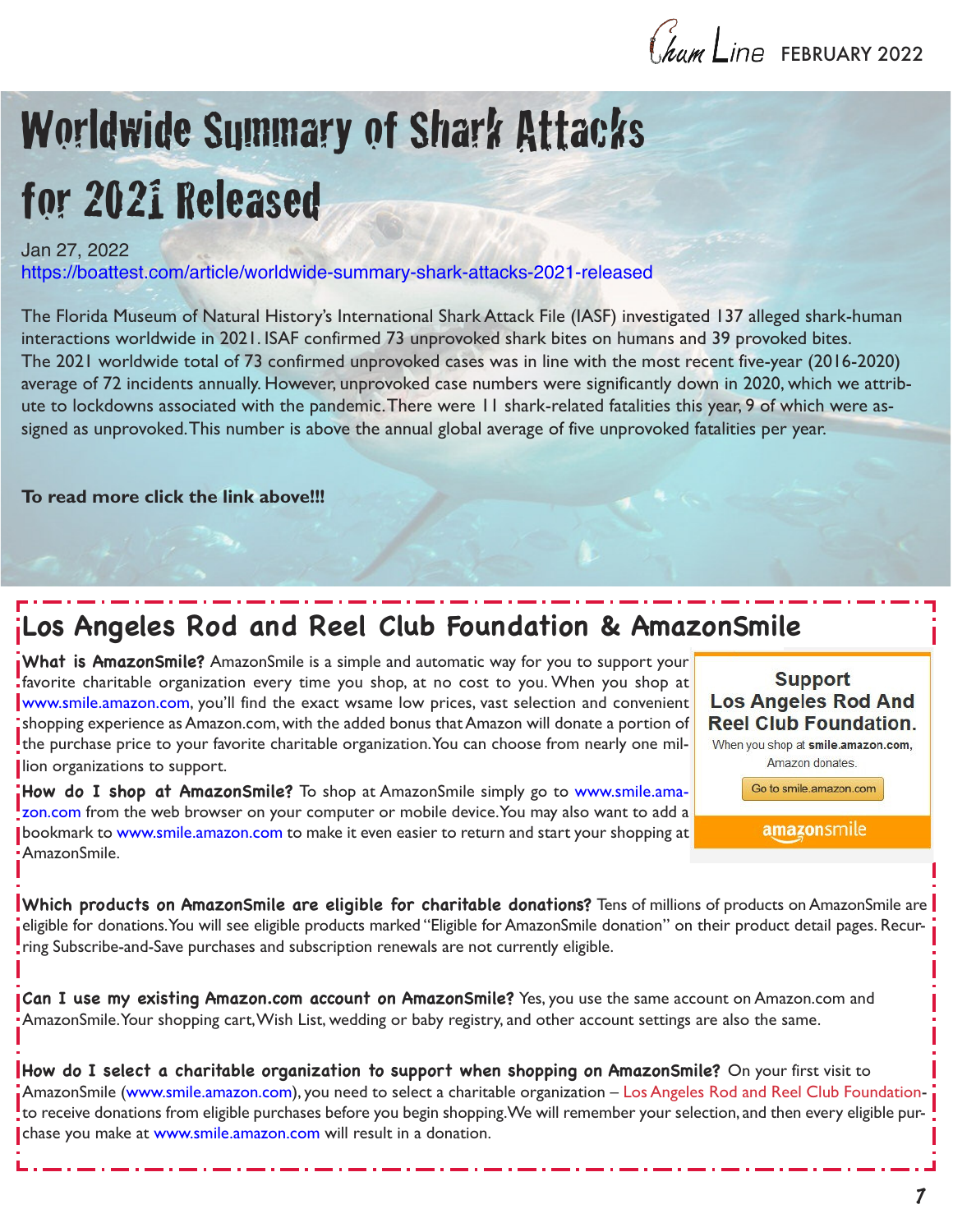# Worldwide Summary of Shark Attacks for 2021 Released

Jan 27, 2022
https://boattest.com/article/worldwide-summary-shark-attacks-2021-released

The Florida Museum of Natural History's International Shark Attack File (IASF) investigated 137 alleged shark-human interactions worldwide in 2021. ISAF confirmed 73 unprovoked shark bites on humans and 39 provoked bites. The 2021 worldwide total of 73 confirmed unprovoked cases was in line with the most recent five-year (2016-2020) average of 72 incidents annually. However, unprovoked case numbers were significantly down in 2020, which we attribute to lockdowns associated with the pandemic. There were 11 shark-related fatalities this year, 9 of which were assigned as unprovoked. This number is above the annual global average of five unprovoked fatalities per year.

**To read more click the link above!!!**

## Los Angeles Rod and Reel Club Foundation & AmazonSmile

**What is AmazonSmile?** AmazonSmile is a simple and automatic way for you to support your favorite charitable organization every time you shop, at no cost to you. When you shop at www.smile.amazon.com, you'll find the exact wsame low prices, vast selection and convenient shopping experience as Amazon.com, with the added bonus that Amazon will donate a portion of the purchase price to your favorite charitable organization. You can choose from nearly one million organizations to support.

**How do I shop at AmazonSmile?** To shop at AmazonSmile simply go to www.smile.amazon.com from the web browser on your computer or mobile device. You may also want to add a bookmark to www.smile.amazon.com to make it even easier to return and start your shopping at AmazonSmile.

**Support Los Angeles Rod And Reel Club Foundation.**
When you shop at **smile.amazon.com,** Amazon donates.
Go to smile.amazon.com
amazonsmile

**Which products on AmazonSmile are eligible for charitable donations?** Tens of millions of products on AmazonSmile are eligible for donations. You will see eligible products marked "Eligible for AmazonSmile donation" on their product detail pages. Recurring Subscribe-and-Save purchases and subscription renewals are not currently eligible.

**Can I use my existing Amazon.com account on AmazonSmile?** Yes, you use the same account on Amazon.com and AmazonSmile. Your shopping cart, Wish List, wedding or baby registry, and other account settings are also the same.

**How do I select a charitable organization to support when shopping on AmazonSmile?** On your first visit to AmazonSmile (www.smile.amazon.com), you need to select a charitable organization – Los Angeles Rod and Reel Club Foundation- to receive donations from eligible purchases before you begin shopping. We will remember your selection, and then every eligible purchase you make at www.smile.amazon.com will result in a donation.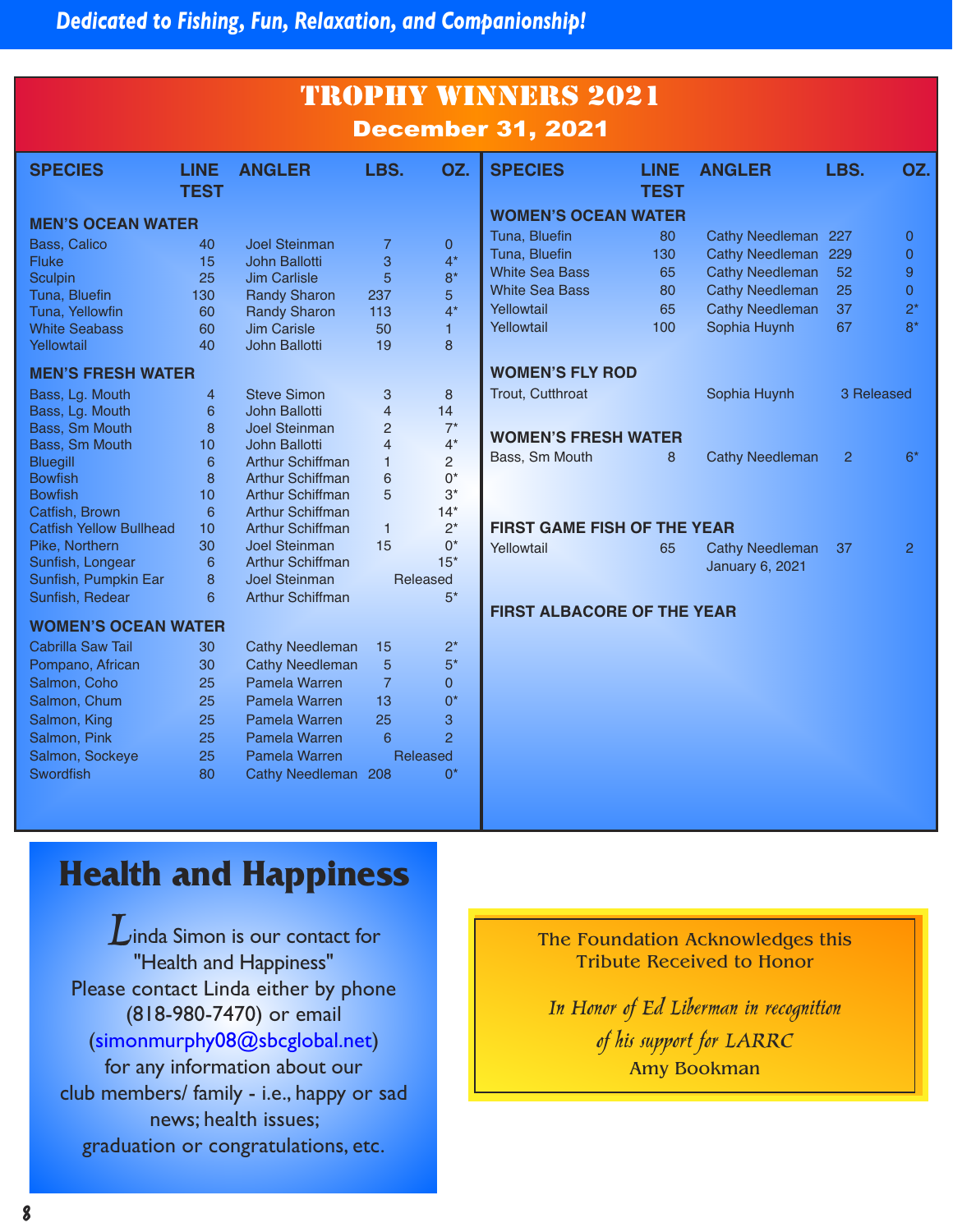*Dedicated to Fishing, Fun, Relaxation, and Companionship!*

# TROPHY WINNERS 2021

## December 31, 2021

| SPECIES | LINE TEST | ANGLER | LBS. | OZ. |
|---|---|---|---|---|
| **MEN'S OCEAN WATER** | | | | |
| Bass, Calico | 40 | Joel Steinman | 7 | 0 |
| Fluke | 15 | John Ballotti | 3 | 4* |
| Sculpin | 25 | Jim Carlisle | 5 | 8* |
| Tuna, Bluefin | 130 | Randy Sharon | 237 | 5 |
| Tuna, Yellowfin | 60 | Randy Sharon | 113 | 4* |
| White Seabass | 60 | Jim Carisle | 50 | 1 |
| Yellowtail | 40 | John Ballotti | 19 | 8 |
| **MEN'S FRESH WATER** | | | | |
| Bass, Lg. Mouth | 4 | Steve Simon | 3 | 8 |
| Bass, Lg. Mouth | 6 | John Ballotti | 4 | 14 |
| Bass, Sm Mouth | 8 | Joel Steinman | 2 | 7* |
| Bass, Sm Mouth | 10 | John Ballotti | 4 | 4* |
| Bluegill | 6 | Arthur Schiffman | 1 | 2 |
| Bowfish | 8 | Arthur Schiffman | 6 | 0* |
| Bowfish | 10 | Arthur Schiffman | 5 | 3* |
| Catfish, Brown | 6 | Arthur Schiffman | | 14* |
| Catfish Yellow Bullhead | 10 | Arthur Schiffman | 1 | 2* |
| Pike, Northern | 30 | Joel Steinman | 15 | 0* |
| Sunfish, Longear | 6 | Arthur Schiffman | | 15* |
| Sunfish, Pumpkin Ear | 8 | Joel Steinman | Released | |
| Sunfish, Redear | 6 | Arthur Schiffman | | 5* |
| **WOMEN'S OCEAN WATER** | | | | |
| Cabrilla Saw Tail | 30 | Cathy Needleman | 15 | 2* |
| Pompano, African | 30 | Cathy Needleman | 5 | 5* |
| Salmon, Coho | 25 | Pamela Warren | 7 | 0 |
| Salmon, Chum | 25 | Pamela Warren | 13 | 0* |
| Salmon, King | 25 | Pamela Warren | 25 | 3 |
| Salmon, Pink | 25 | Pamela Warren | 6 | 2 |
| Salmon, Sockeye | 25 | Pamela Warren | Released | |
| Swordfish | 80 | Cathy Needleman | 208 | 0* |
| Tuna, Bluefin | 80 | Cathy Needleman | 227 | 0 |
| Tuna, Bluefin | 130 | Cathy Needleman | 229 | 0 |
| White Sea Bass | 65 | Cathy Needleman | 52 | 9 |
| White Sea Bass | 80 | Cathy Needleman | 25 | 0 |
| Yellowtail | 65 | Cathy Needleman | 37 | 2* |
| Yellowtail | 100 | Sophia Huynh | 67 | 8* |
| **WOMEN'S FLY ROD** | | | | |
| Trout, Cutthroat | | Sophia Huynh | 3 Released | |
| **WOMEN'S FRESH WATER** | | | | |
| Bass, Sm Mouth | 8 | Cathy Needleman | 2 | 6* |
| **FIRST GAME FISH OF THE YEAR** | | | | |
| Yellowtail | 65 | Cathy Needleman January 6, 2021 | 37 | 2 |
| **FIRST ALBACORE OF THE YEAR** | | | | |

# Health and Happiness

Linda Simon is our contact for "Health and Happiness" Please contact Linda either by phone (818-980-7470) or email (simonmurphy08@sbcglobal.net) for any information about our club members/ family - i.e., happy or sad news; health issues; graduation or congratulations, etc.

The Foundation Acknowledges this Tribute Received to Honor

*In Honor of Ed Liberman in recognition of his support for LARRC*

Amy Bookman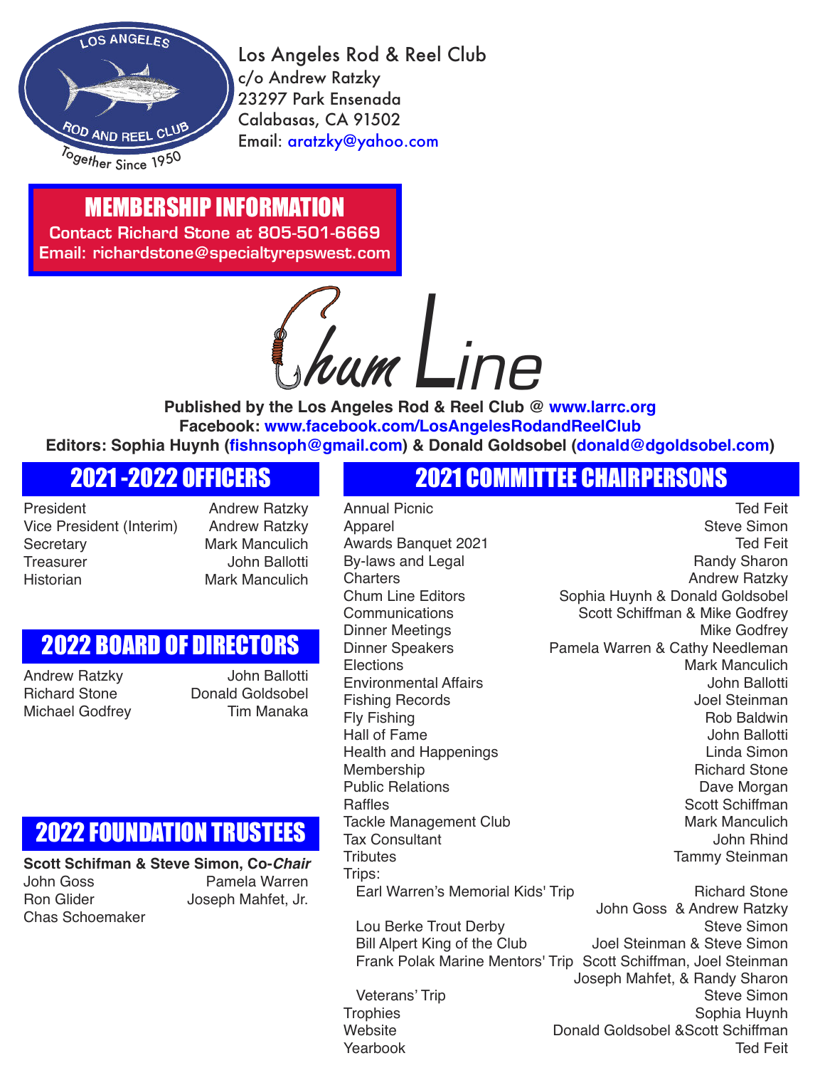Los Angeles Rod & Reel Club
c/o Andrew Ratzky
23297 Park Ensenada
Calabasas, CA 91502
Email: aratzky@yahoo.com

## MEMBERSHIP INFORMATION

**Contact Richard Stone at 805-501-6669**
**Email: richardstone@specialtyrepswest.com**

# Chum Line

**Published by the Los Angeles Rod & Reel Club @ www.larrc.org**
**Facebook: www.facebook.com/LosAngelesRodandReelClub**
**Editors: Sophia Huynh (fishnsoph@gmail.com) & Donald Goldsobel (donald@dgoldsobel.com)**

## 2021 -2022 OFFICERS

| | |
|---|---|
| President | Andrew Ratzky |
| Vice President (Interim) | Andrew Ratzky |
| Secretary | Mark Manculich |
| Treasurer | John Ballotti |
| Historian | Mark Manculich |

## 2022 BOARD OF DIRECTORS

| | |
|---|---|
| Andrew Ratzky | John Ballotti |
| Richard Stone | Donald Goldsobel |
| Michael Godfrey | Tim Manaka |

## 2022 FOUNDATION TRUSTEES

**Scott Schifman & Steve Simon, Co-*Chair***

| | |
|---|---|
| John Goss | Pamela Warren |
| Ron Glider | Joseph Mahfet, Jr. |
| Chas Schoemaker | |

## 2021 COMMITTEE CHAIRPERSONS

| | |
|---|---|
| Annual Picnic | Ted Feit |
| Apparel | Steve Simon |
| Awards Banquet 2021 | Ted Feit |
| By-laws and Legal | Randy Sharon |
| Charters | Andrew Ratzky |
| Chum Line Editors | Sophia Huynh & Donald Goldsobel |
| Communications | Scott Schiffman & Mike Godfrey |
| Dinner Meetings | Mike Godfrey |
| Dinner Speakers | Pamela Warren & Cathy Needleman |
| Elections | Mark Manculich |
| Environmental Affairs | John Ballotti |
| Fishing Records | Joel Steinman |
| Fly Fishing | Rob Baldwin |
| Hall of Fame | John Ballotti |
| Health and Happenings | Linda Simon |
| Membership | Richard Stone |
| Public Relations | Dave Morgan |
| Raffles | Scott Schiffman |
| Tackle Management Club | Mark Manculich |
| Tax Consultant | John Rhind |
| Tributes | Tammy Steinman |
| Trips: | |
| Earl Warren's Memorial Kids' Trip | Richard Stone, John Goss & Andrew Ratzky |
| Lou Berke Trout Derby | Steve Simon |
| Bill Alpert King of the Club | Joel Steinman & Steve Simon |
| Frank Polak Marine Mentors' Trip | Scott Schiffman, Joel Steinman, Joseph Mahfet, & Randy Sharon |
| Veterans' Trip | Steve Simon |
| Trophies | Sophia Huynh |
| Website | Donald Goldsobel &Scott Schiffman |
| Yearbook | Ted Feit |